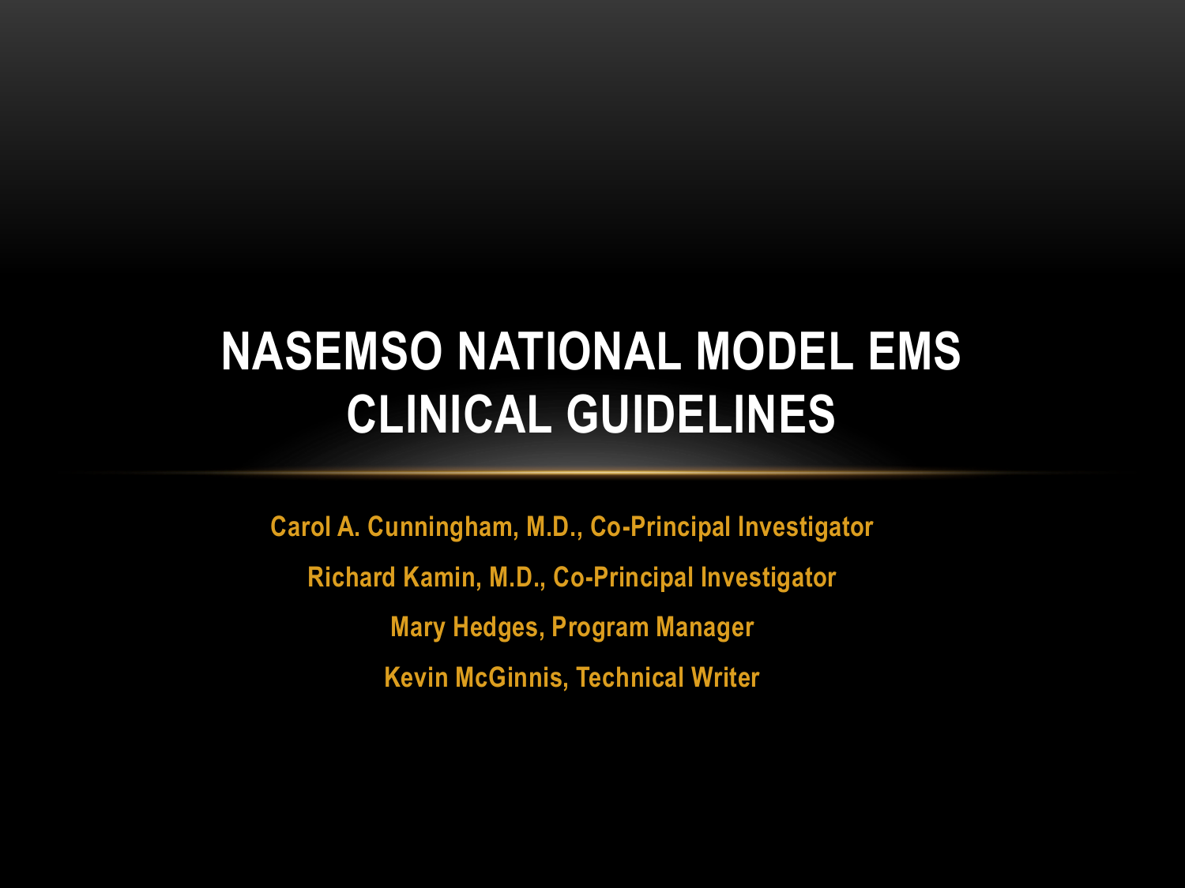# NASEMSO NATIONAL MODEL EMS CLINICAL GUIDELINES

Carol A. Cunningham, M.D., Co-Principal Investigator

Richard Kamin, M.D., Co-Principal Investigator

Mary Hedges, Program Manager

Kevin McGinnis, Technical Writer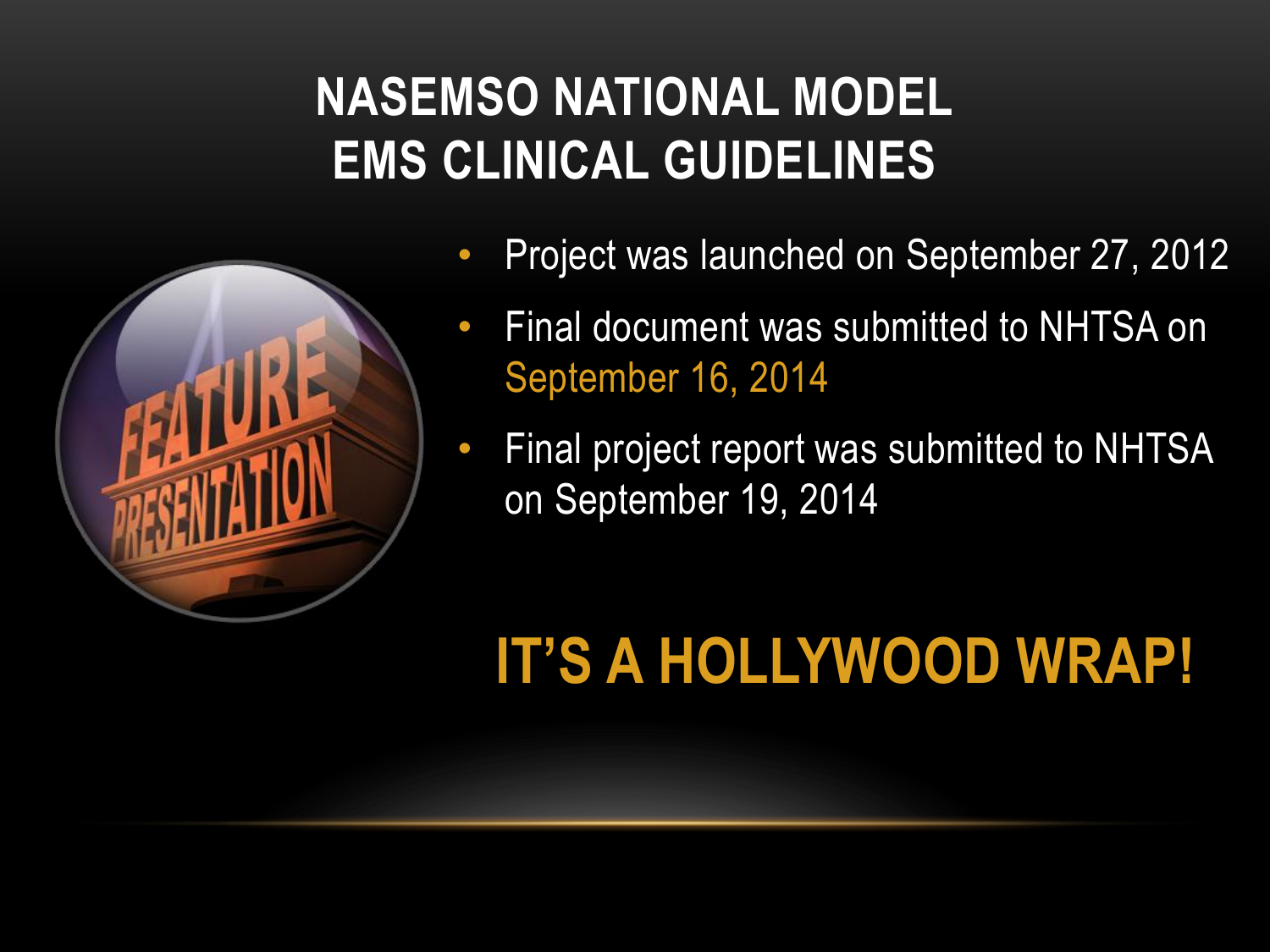# NASEMSO NATIONAL MODEL EMS CLINICAL GUIDELINES

- Project was launched on September 27, 2012
- Final document was submitted to NHTSA on September 16, 2014
- Final project report was submitted to NHTSA on September 19, 2014

## IT'S A HOLLYWOOD WRAP!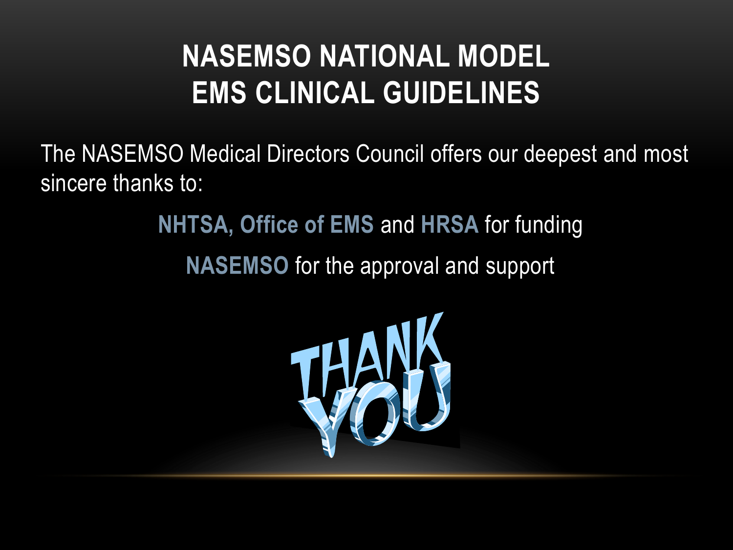# NASEMSO NATIONAL MODEL EMS CLINICAL GUIDELINES

The NASEMSO Medical Directors Council offers our deepest and most sincere thanks to:

**NHTSA, Office of EMS** and **HRSA** for funding

**NASEMSO** for the approval and support

THANK YOU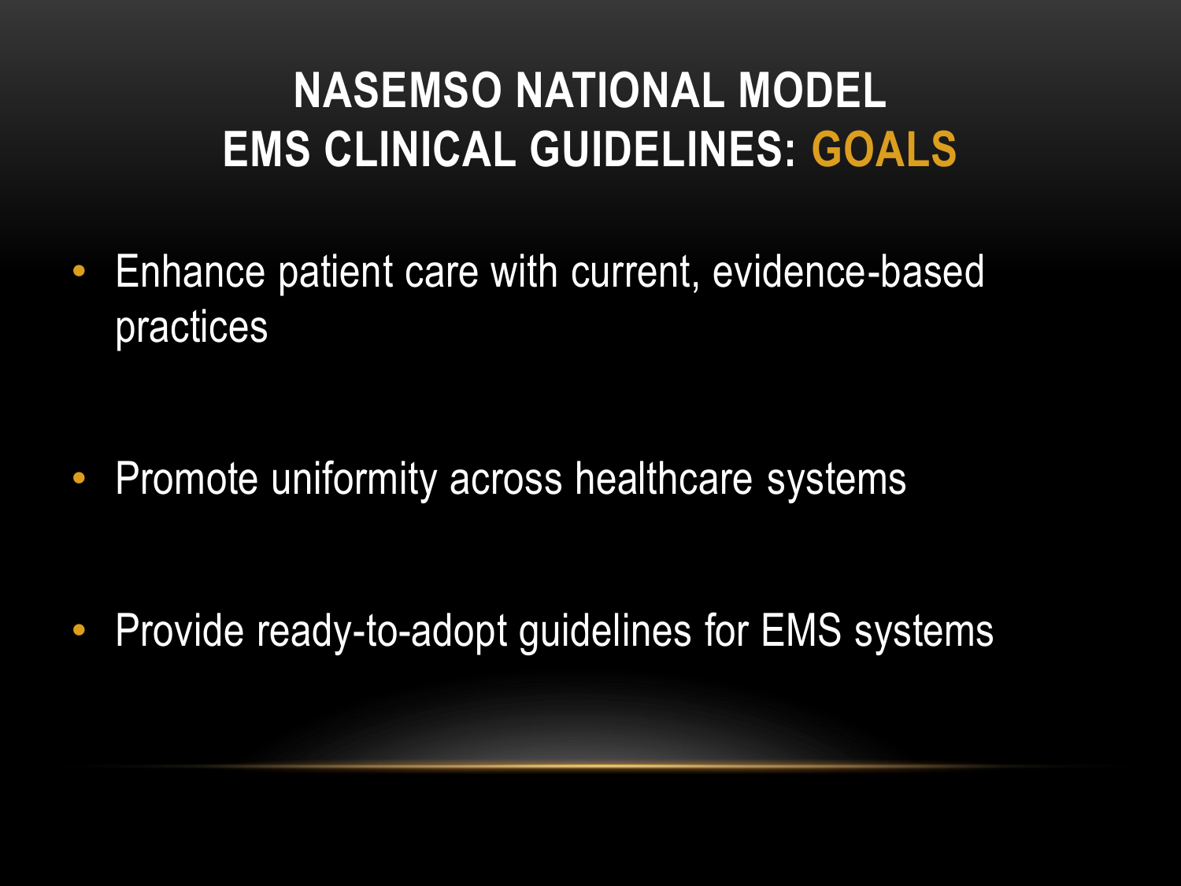# NASEMSO NATIONAL MODEL EMS CLINICAL GUIDELINES: GOALS

- Enhance patient care with current, evidence-based practices
- Promote uniformity across healthcare systems
- Provide ready-to-adopt guidelines for EMS systems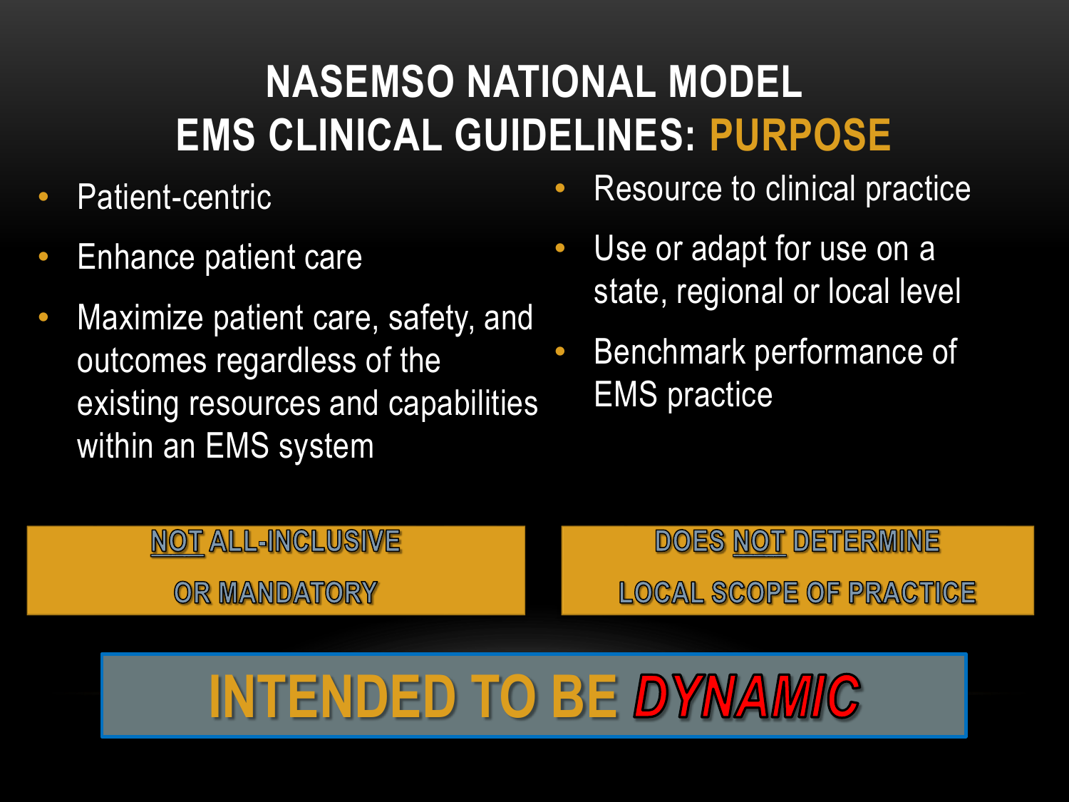# NASEMSO NATIONAL MODEL EMS CLINICAL GUIDELINES: PURPOSE

- Patient-centric
- Enhance patient care
- Maximize patient care, safety, and outcomes regardless of the existing resources and capabilities within an EMS system
- Resource to clinical practice
- Use or adapt for use on a state, regional or local level
- Benchmark performance of EMS practice

**NOT ALL-INCLUSIVE OR MANDATORY**

**DOES NOT DETERMINE LOCAL SCOPE OF PRACTICE**

**INTENDED TO BE *DYNAMIC***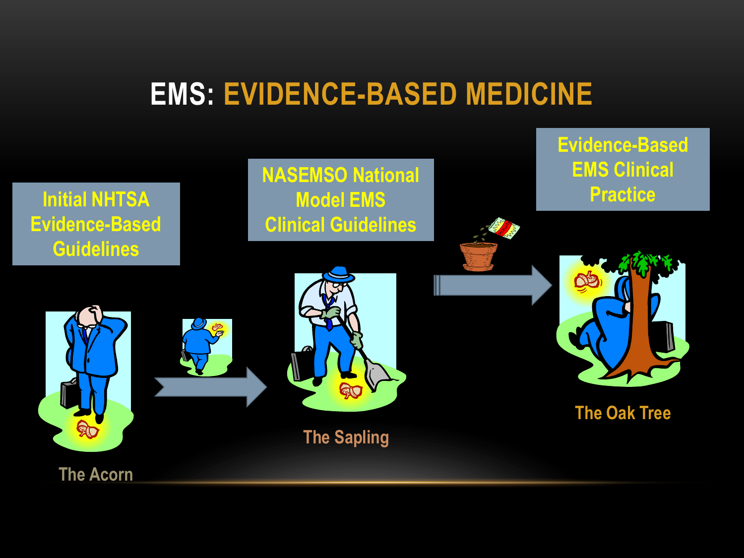# EMS: EVIDENCE-BASED MEDICINE

Initial NHTSA Evidence-Based Guidelines

The Acorn

NASEMSO National Model EMS Clinical Guidelines

The Sapling

Evidence-Based EMS Clinical Practice

The Oak Tree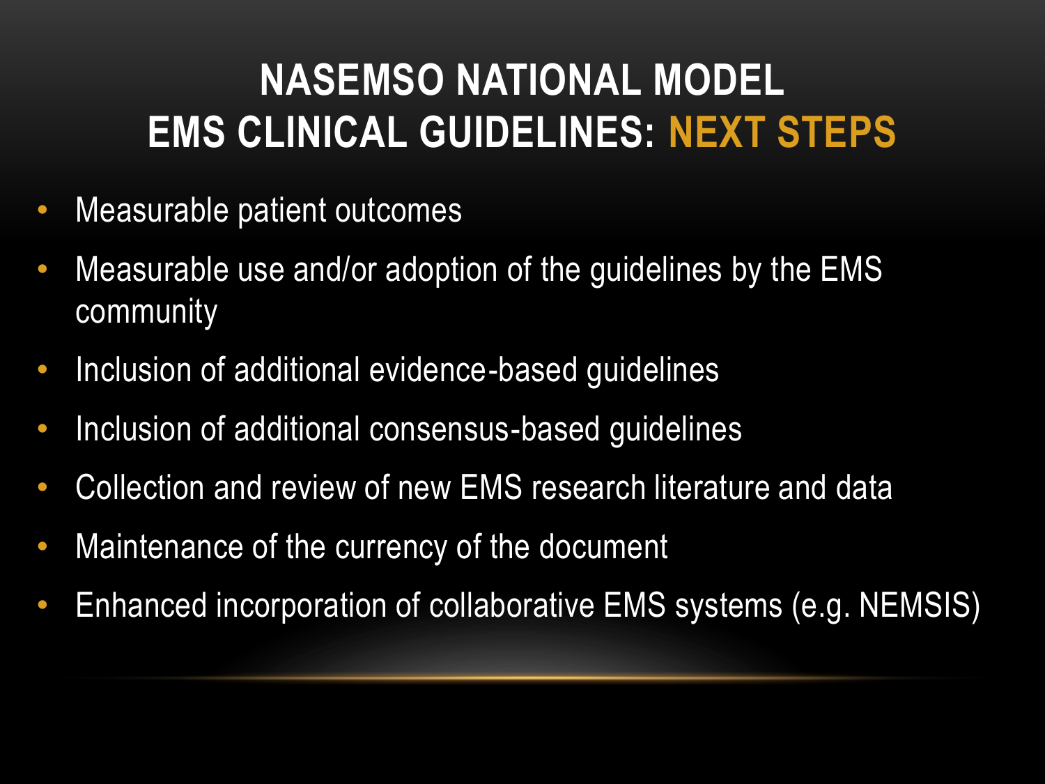# NASEMSO NATIONAL MODEL EMS CLINICAL GUIDELINES: NEXT STEPS

- Measurable patient outcomes
- Measurable use and/or adoption of the guidelines by the EMS community
- Inclusion of additional evidence-based guidelines
- Inclusion of additional consensus-based guidelines
- Collection and review of new EMS research literature and data
- Maintenance of the currency of the document
- Enhanced incorporation of collaborative EMS systems (e.g. NEMSIS)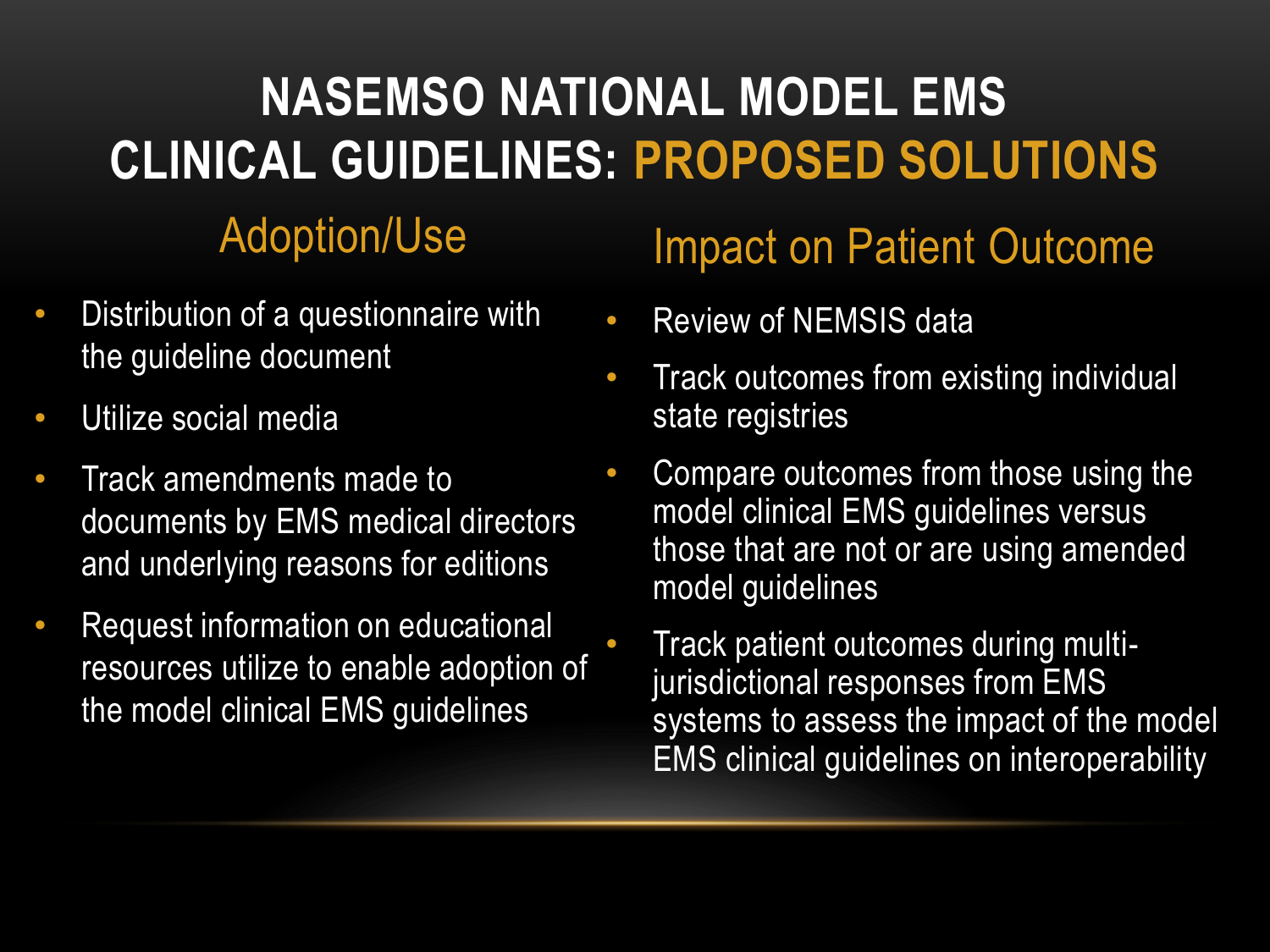# NASEMSO NATIONAL MODEL EMS CLINICAL GUIDELINES: PROPOSED SOLUTIONS

## Adoption/Use

- Distribution of a questionnaire with the guideline document
- Utilize social media
- Track amendments made to documents by EMS medical directors and underlying reasons for editions
- Request information on educational resources utilize to enable adoption of the model clinical EMS guidelines

## Impact on Patient Outcome

- Review of NEMSIS data
- Track outcomes from existing individual state registries
- Compare outcomes from those using the model clinical EMS guidelines versus those that are not or are using amended model guidelines
- Track patient outcomes during multi-jurisdictional responses from EMS systems to assess the impact of the model EMS clinical guidelines on interoperability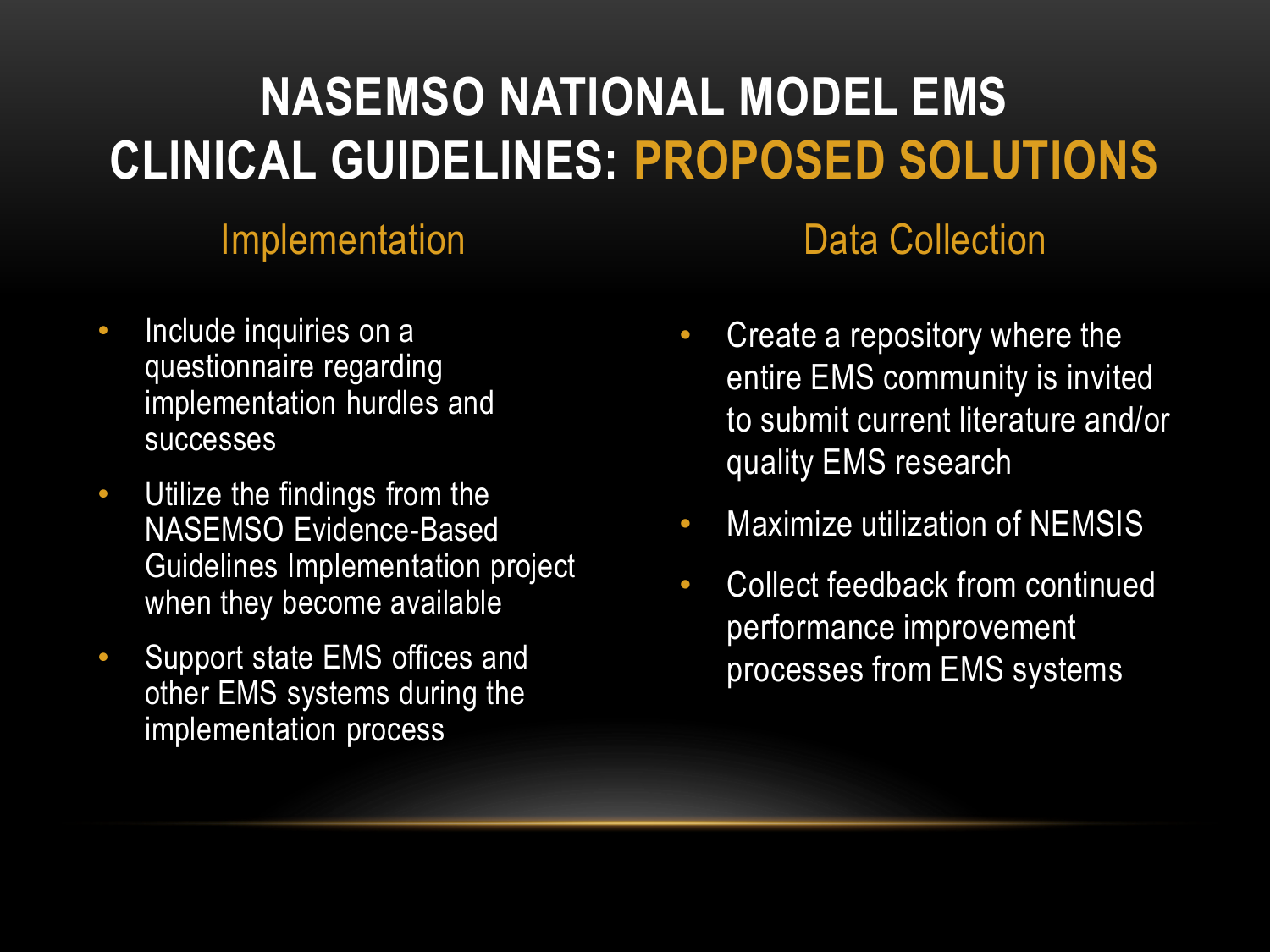# NASEMSO NATIONAL MODEL EMS CLINICAL GUIDELINES: PROPOSED SOLUTIONS

## Implementation

- Include inquiries on a questionnaire regarding implementation hurdles and successes
- Utilize the findings from the NASEMSO Evidence-Based Guidelines Implementation project when they become available
- Support state EMS offices and other EMS systems during the implementation process

## Data Collection

- Create a repository where the entire EMS community is invited to submit current literature and/or quality EMS research
- Maximize utilization of NEMSIS
- Collect feedback from continued performance improvement processes from EMS systems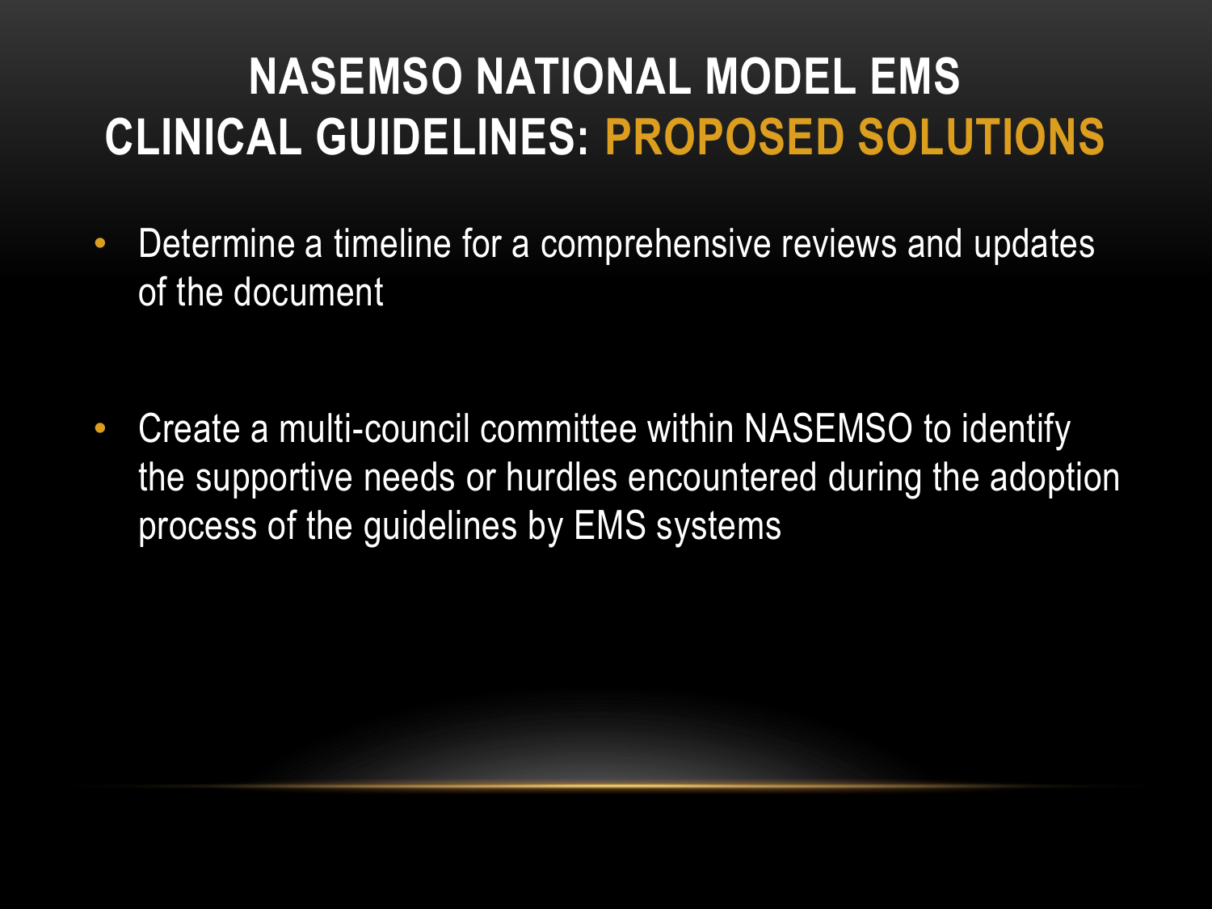# NASEMSO NATIONAL MODEL EMS CLINICAL GUIDELINES: PROPOSED SOLUTIONS

- Determine a timeline for a comprehensive reviews and updates of the document

- Create a multi-council committee within NASEMSO to identify the supportive needs or hurdles encountered during the adoption process of the guidelines by EMS systems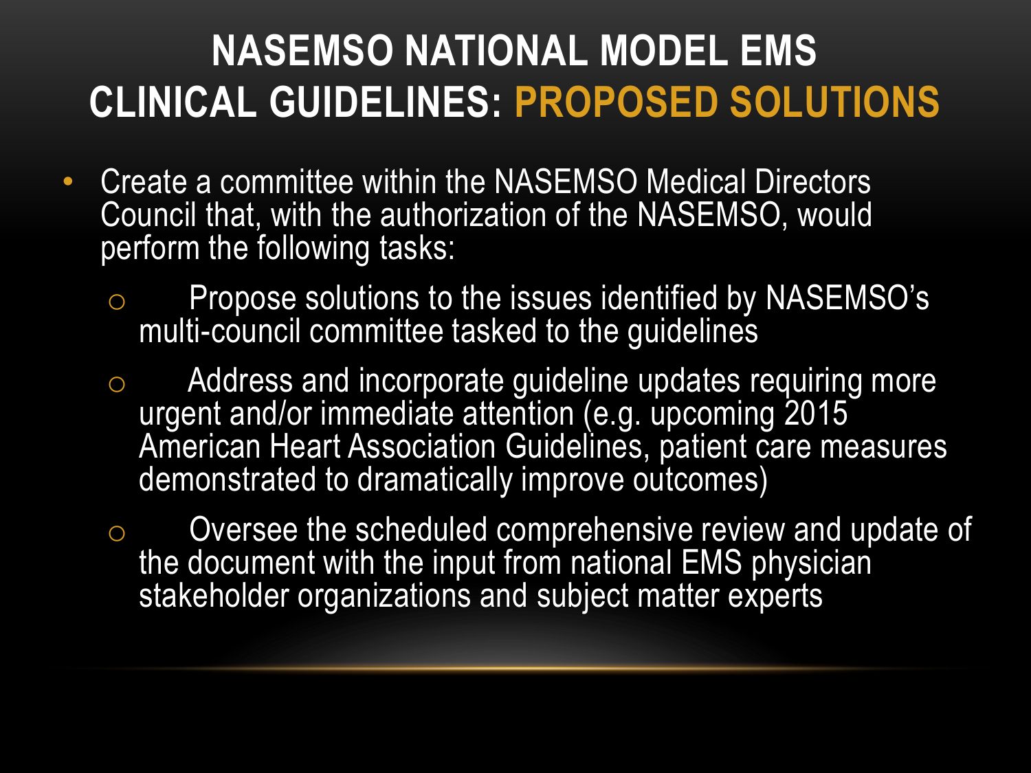# NASEMSO NATIONAL MODEL EMS CLINICAL GUIDELINES: PROPOSED SOLUTIONS

- Create a committee within the NASEMSO Medical Directors Council that, with the authorization of the NASEMSO, would perform the following tasks:
  - Propose solutions to the issues identified by NASEMSO's multi-council committee tasked to the guidelines
  - Address and incorporate guideline updates requiring more urgent and/or immediate attention (e.g. upcoming 2015 American Heart Association Guidelines, patient care measures demonstrated to dramatically improve outcomes)
  - Oversee the scheduled comprehensive review and update of the document with the input from national EMS physician stakeholder organizations and subject matter experts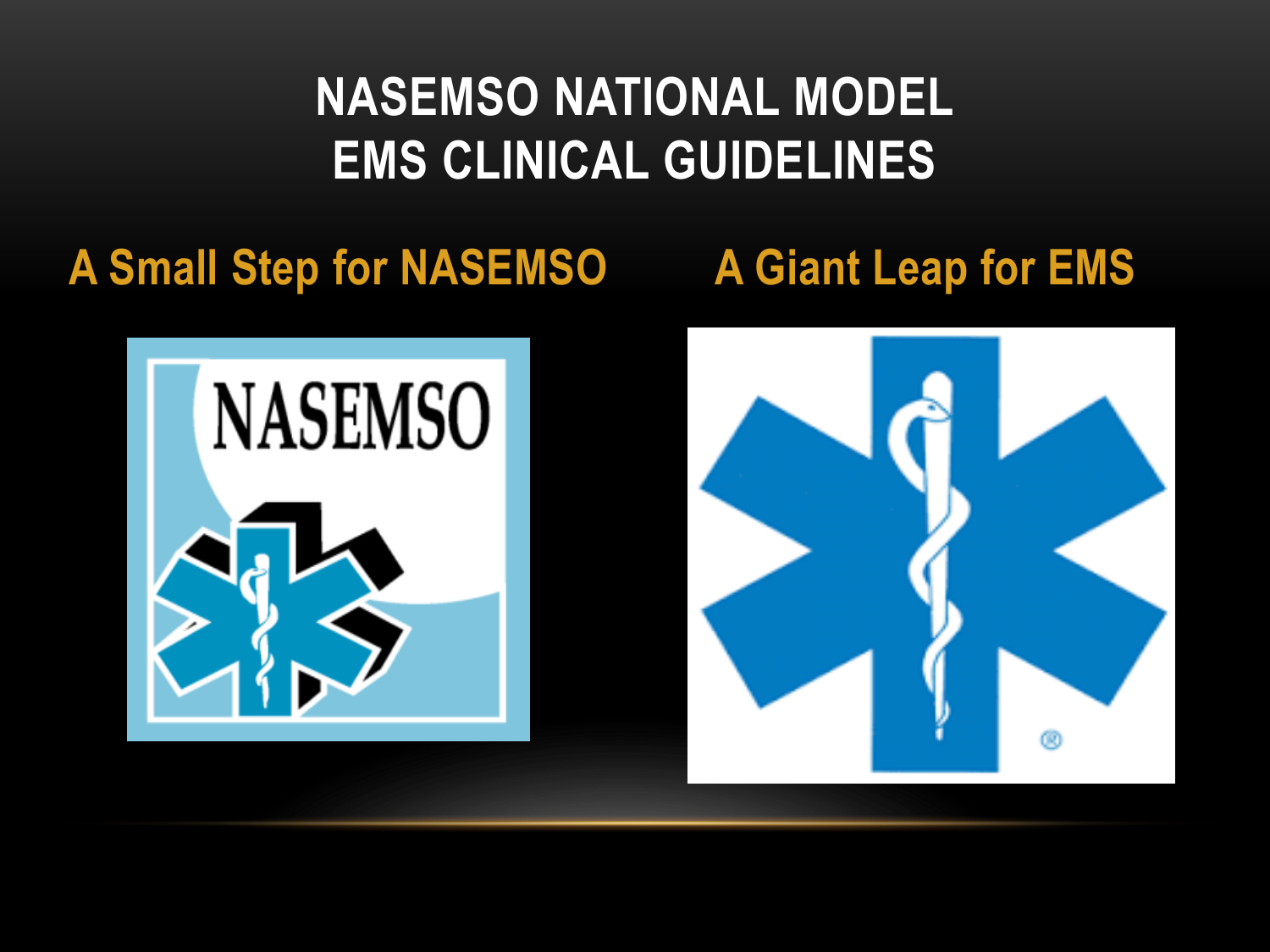# NASEMSO NATIONAL MODEL EMS CLINICAL GUIDELINES

A Small Step for NASEMSO

A Giant Leap for EMS